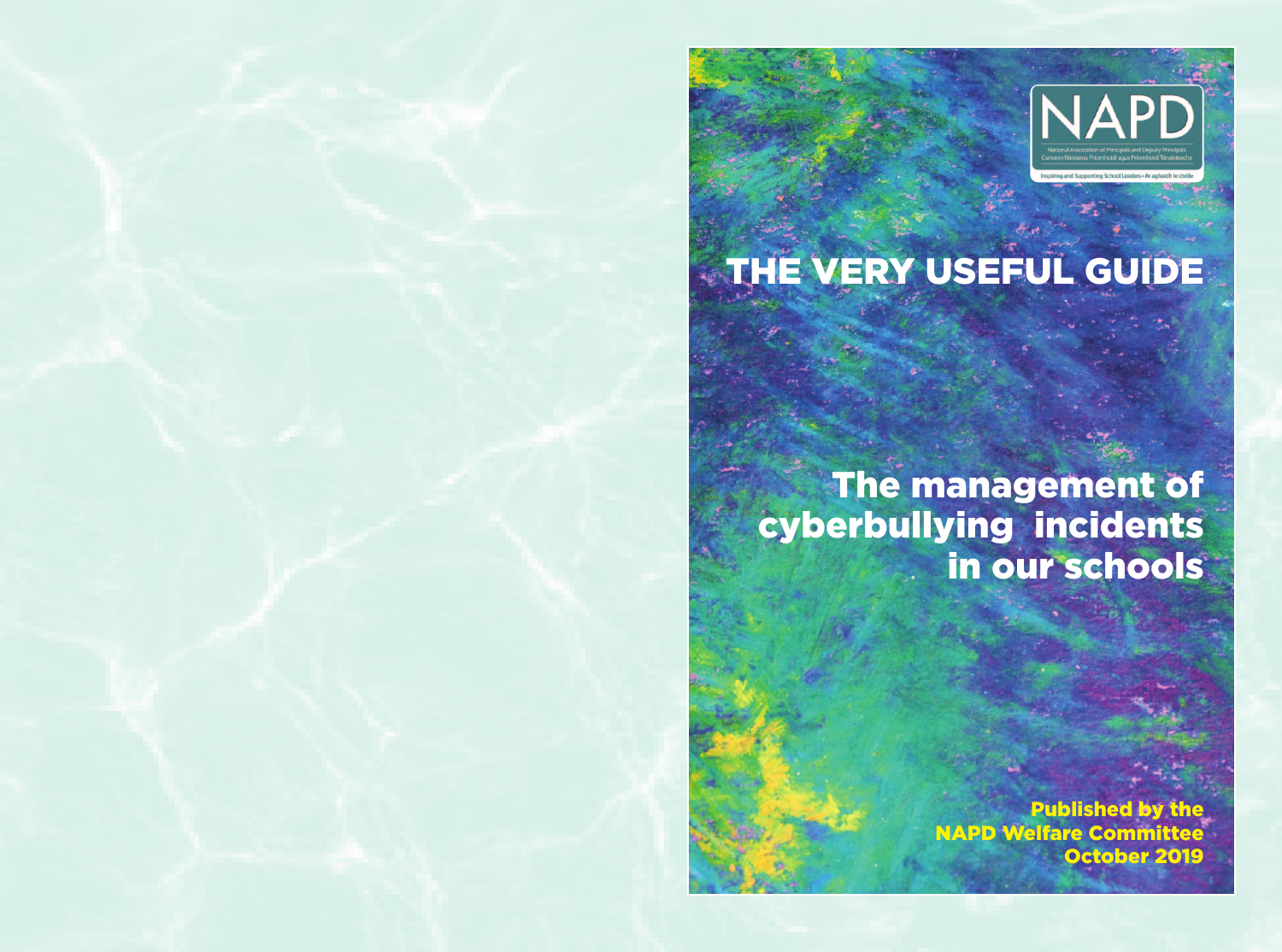NAPD

National Association of Principals and Deputy Principals
Cumann Náisiúnta Príomhoidí agus Príomhoidí Tánaisteacha

Inspiring and Supporting School Leaders • Ar aghaidh le chéile

# THE VERY USEFUL GUIDE

## The management of cyberbullying incidents in our schools

**Published by the NAPD Welfare Committee October 2019**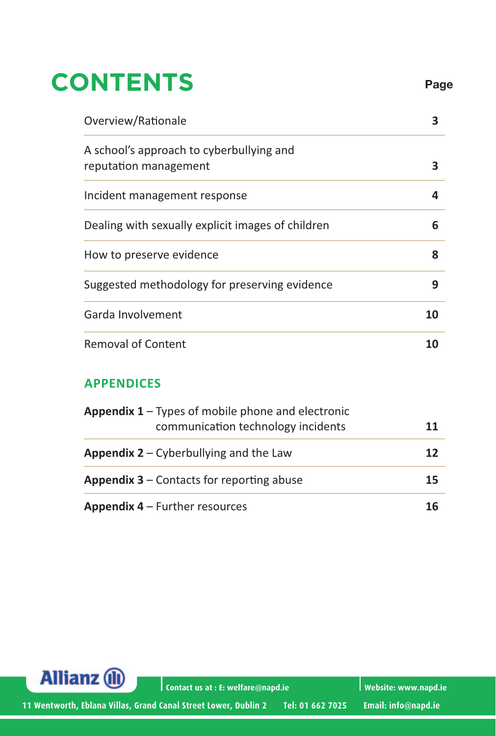# CONTENTS

| | Page |
|---|---|
| Overview/Rationale | 3 |
| A school's approach to cyberbullying and reputation management | 3 |
| Incident management response | 4 |
| Dealing with sexually explicit images of children | 6 |
| How to preserve evidence | 8 |
| Suggested methodology for preserving evidence | 9 |
| Garda Involvement | 10 |
| Removal of Content | 10 |

## APPENDICES

| | |
|---|---|
| **Appendix 1** – Types of mobile phone and electronic communication technology incidents | 11 |
| **Appendix 2** – Cyberbullying and the Law | 12 |
| **Appendix 3** – Contacts for reporting abuse | 15 |
| **Appendix 4** – Further resources | 16 |

Allianz

Contact us at : E: welfare@napd.ie | Website: www.napd.ie

11 Wentworth, Eblana Villas, Grand Canal Street Lower, Dublin 2 | Tel: 01 662 7025 | Email: info@napd.ie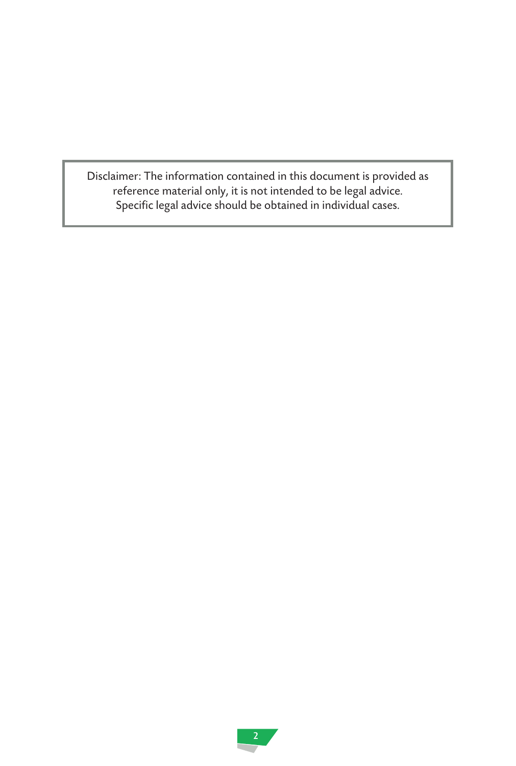Disclaimer: The information contained in this document is provided as reference material only, it is not intended to be legal advice. Specific legal advice should be obtained in individual cases.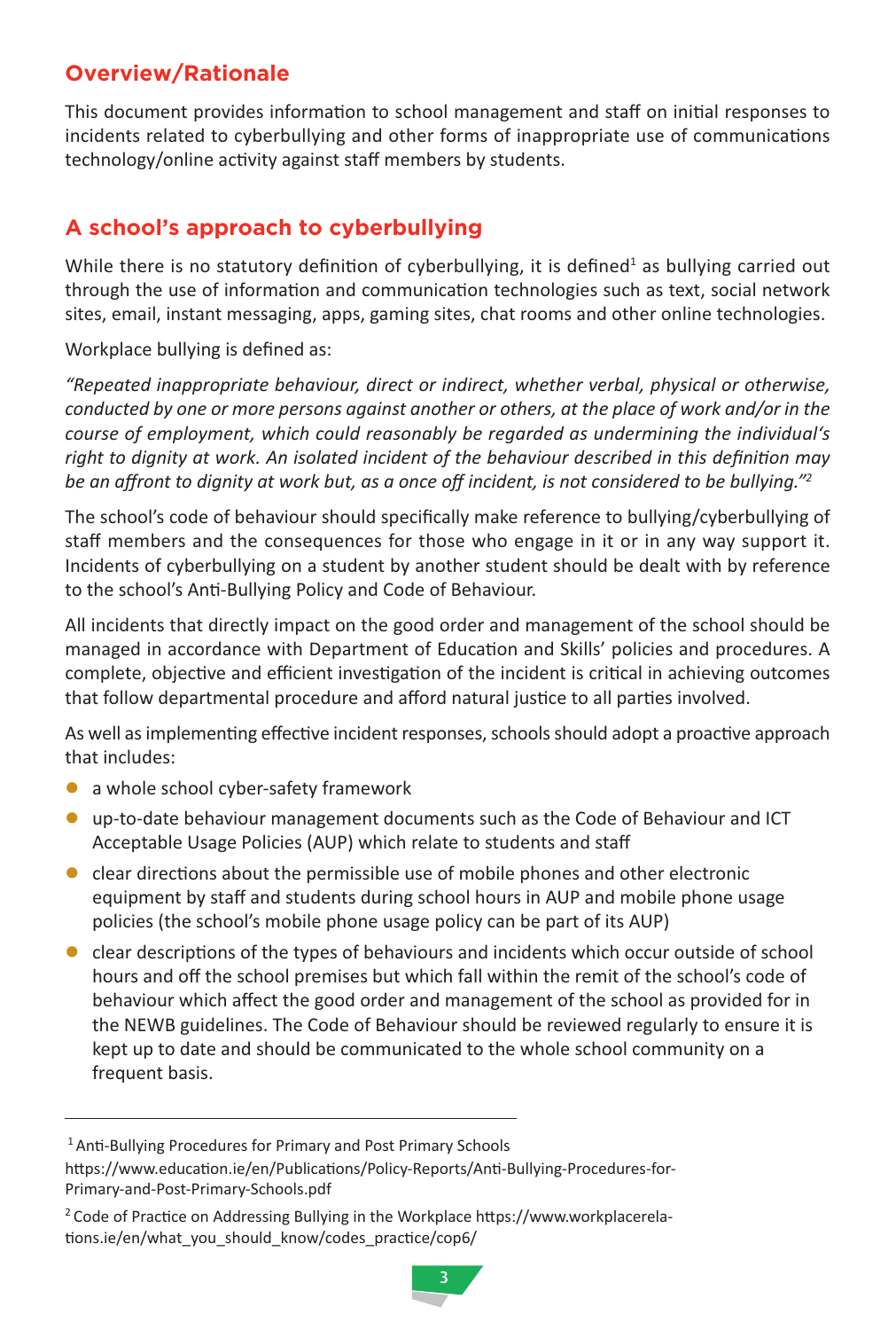## Overview/Rationale

This document provides information to school management and staff on initial responses to incidents related to cyberbullying and other forms of inappropriate use of communications technology/online activity against staff members by students.

## A school's approach to cyberbullying

While there is no statutory definition of cyberbullying, it is defined[1] as bullying carried out through the use of information and communication technologies such as text, social network sites, email, instant messaging, apps, gaming sites, chat rooms and other online technologies.

Workplace bullying is defined as:

*"Repeated inappropriate behaviour, direct or indirect, whether verbal, physical or otherwise, conducted by one or more persons against another or others, at the place of work and/or in the course of employment, which could reasonably be regarded as undermining the individual's right to dignity at work. An isolated incident of the behaviour described in this definition may be an affront to dignity at work but, as a once off incident, is not considered to be bullying."*[2]

The school's code of behaviour should specifically make reference to bullying/cyberbullying of staff members and the consequences for those who engage in it or in any way support it. Incidents of cyberbullying on a student by another student should be dealt with by reference to the school's Anti-Bullying Policy and Code of Behaviour.

All incidents that directly impact on the good order and management of the school should be managed in accordance with Department of Education and Skills' policies and procedures. A complete, objective and efficient investigation of the incident is critical in achieving outcomes that follow departmental procedure and afford natural justice to all parties involved.

As well as implementing effective incident responses, schools should adopt a proactive approach that includes:

- a whole school cyber-safety framework
- up-to-date behaviour management documents such as the Code of Behaviour and ICT Acceptable Usage Policies (AUP) which relate to students and staff
- clear directions about the permissible use of mobile phones and other electronic equipment by staff and students during school hours in AUP and mobile phone usage policies (the school's mobile phone usage policy can be part of its AUP)
- clear descriptions of the types of behaviours and incidents which occur outside of school hours and off the school premises but which fall within the remit of the school's code of behaviour which affect the good order and management of the school as provided for in the NEWB guidelines. The Code of Behaviour should be reviewed regularly to ensure it is kept up to date and should be communicated to the whole school community on a frequent basis.

---

[1] Anti-Bullying Procedures for Primary and Post Primary Schools https://www.education.ie/en/Publications/Policy-Reports/Anti-Bullying-Procedures-for-Primary-and-Post-Primary-Schools.pdf

[2] Code of Practice on Addressing Bullying in the Workplace https://www.workplacerelations.ie/en/what_you_should_know/codes_practice/cop6/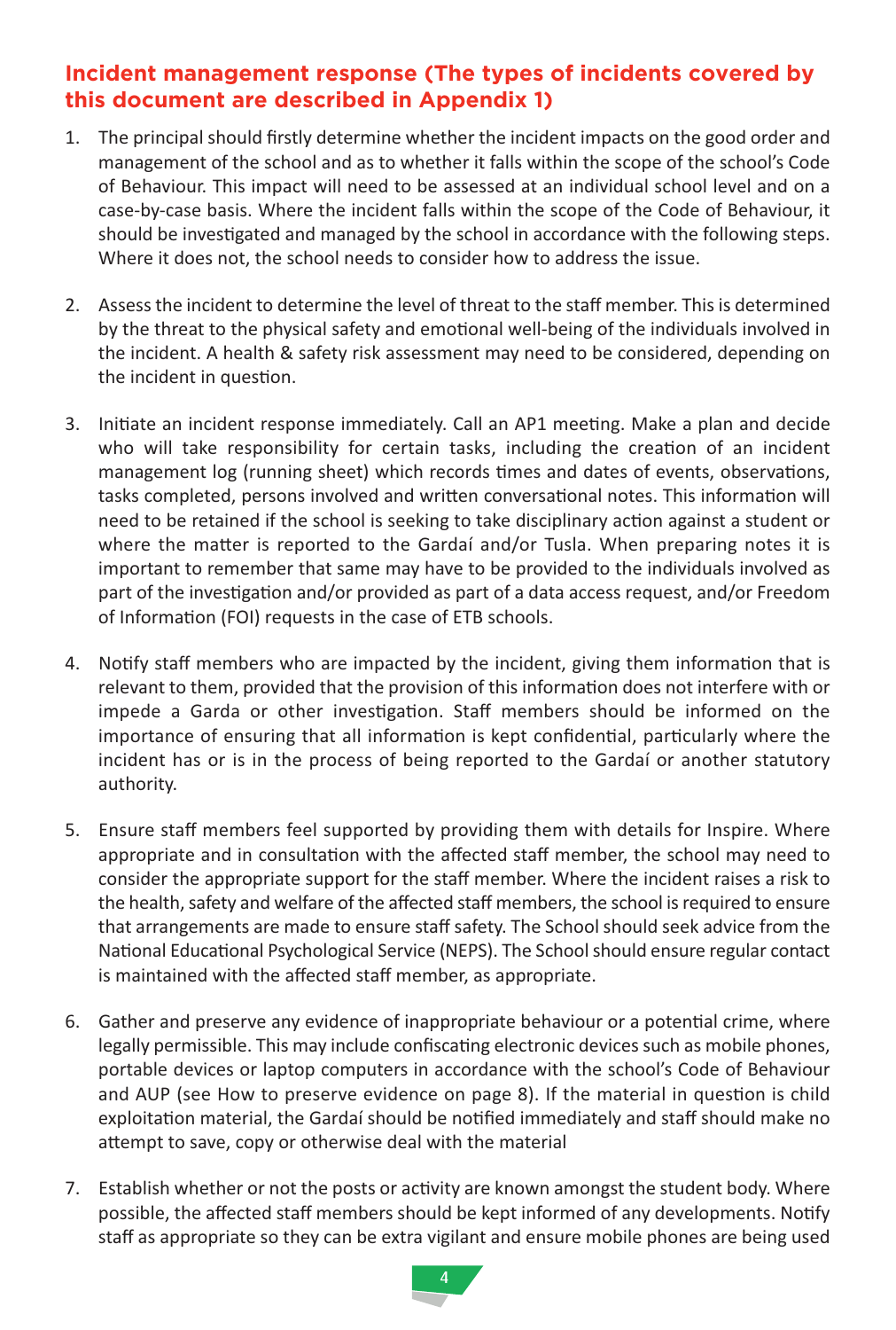## Incident management response (The types of incidents covered by this document are described in Appendix 1)

1. The principal should firstly determine whether the incident impacts on the good order and management of the school and as to whether it falls within the scope of the school's Code of Behaviour. This impact will need to be assessed at an individual school level and on a case-by-case basis. Where the incident falls within the scope of the Code of Behaviour, it should be investigated and managed by the school in accordance with the following steps. Where it does not, the school needs to consider how to address the issue.

2. Assess the incident to determine the level of threat to the staff member. This is determined by the threat to the physical safety and emotional well-being of the individuals involved in the incident. A health & safety risk assessment may need to be considered, depending on the incident in question.

3. Initiate an incident response immediately. Call an AP1 meeting. Make a plan and decide who will take responsibility for certain tasks, including the creation of an incident management log (running sheet) which records times and dates of events, observations, tasks completed, persons involved and written conversational notes. This information will need to be retained if the school is seeking to take disciplinary action against a student or where the matter is reported to the Gardaí and/or Tusla. When preparing notes it is important to remember that same may have to be provided to the individuals involved as part of the investigation and/or provided as part of a data access request, and/or Freedom of Information (FOI) requests in the case of ETB schools.

4. Notify staff members who are impacted by the incident, giving them information that is relevant to them, provided that the provision of this information does not interfere with or impede a Garda or other investigation. Staff members should be informed on the importance of ensuring that all information is kept confidential, particularly where the incident has or is in the process of being reported to the Gardaí or another statutory authority.

5. Ensure staff members feel supported by providing them with details for Inspire. Where appropriate and in consultation with the affected staff member, the school may need to consider the appropriate support for the staff member. Where the incident raises a risk to the health, safety and welfare of the affected staff members, the school is required to ensure that arrangements are made to ensure staff safety. The School should seek advice from the National Educational Psychological Service (NEPS). The School should ensure regular contact is maintained with the affected staff member, as appropriate.

6. Gather and preserve any evidence of inappropriate behaviour or a potential crime, where legally permissible. This may include confiscating electronic devices such as mobile phones, portable devices or laptop computers in accordance with the school's Code of Behaviour and AUP (see How to preserve evidence on page 8). If the material in question is child exploitation material, the Gardaí should be notified immediately and staff should make no attempt to save, copy or otherwise deal with the material

7. Establish whether or not the posts or activity are known amongst the student body. Where possible, the affected staff members should be kept informed of any developments. Notify staff as appropriate so they can be extra vigilant and ensure mobile phones are being used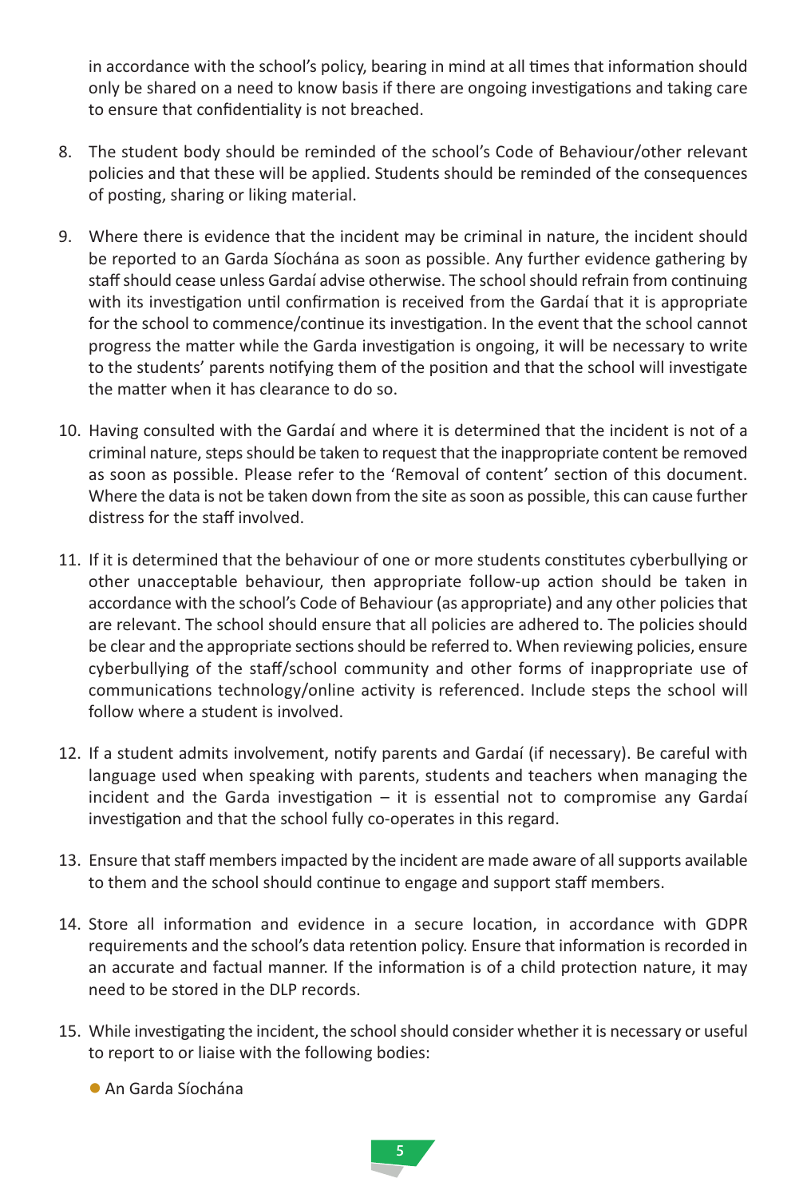in accordance with the school's policy, bearing in mind at all times that information should only be shared on a need to know basis if there are ongoing investigations and taking care to ensure that confidentiality is not breached.

8. The student body should be reminded of the school's Code of Behaviour/other relevant policies and that these will be applied. Students should be reminded of the consequences of posting, sharing or liking material.

9. Where there is evidence that the incident may be criminal in nature, the incident should be reported to an Garda Síochána as soon as possible. Any further evidence gathering by staff should cease unless Gardaí advise otherwise. The school should refrain from continuing with its investigation until confirmation is received from the Gardaí that it is appropriate for the school to commence/continue its investigation. In the event that the school cannot progress the matter while the Garda investigation is ongoing, it will be necessary to write to the students' parents notifying them of the position and that the school will investigate the matter when it has clearance to do so.

10. Having consulted with the Gardaí and where it is determined that the incident is not of a criminal nature, steps should be taken to request that the inappropriate content be removed as soon as possible. Please refer to the 'Removal of content' section of this document. Where the data is not be taken down from the site as soon as possible, this can cause further distress for the staff involved.

11. If it is determined that the behaviour of one or more students constitutes cyberbullying or other unacceptable behaviour, then appropriate follow-up action should be taken in accordance with the school's Code of Behaviour (as appropriate) and any other policies that are relevant. The school should ensure that all policies are adhered to. The policies should be clear and the appropriate sections should be referred to. When reviewing policies, ensure cyberbullying of the staff/school community and other forms of inappropriate use of communications technology/online activity is referenced. Include steps the school will follow where a student is involved.

12. If a student admits involvement, notify parents and Gardaí (if necessary). Be careful with language used when speaking with parents, students and teachers when managing the incident and the Garda investigation – it is essential not to compromise any Gardaí investigation and that the school fully co-operates in this regard.

13. Ensure that staff members impacted by the incident are made aware of all supports available to them and the school should continue to engage and support staff members.

14. Store all information and evidence in a secure location, in accordance with GDPR requirements and the school's data retention policy. Ensure that information is recorded in an accurate and factual manner. If the information is of a child protection nature, it may need to be stored in the DLP records.

15. While investigating the incident, the school should consider whether it is necessary or useful to report to or liaise with the following bodies:

    - An Garda Síochána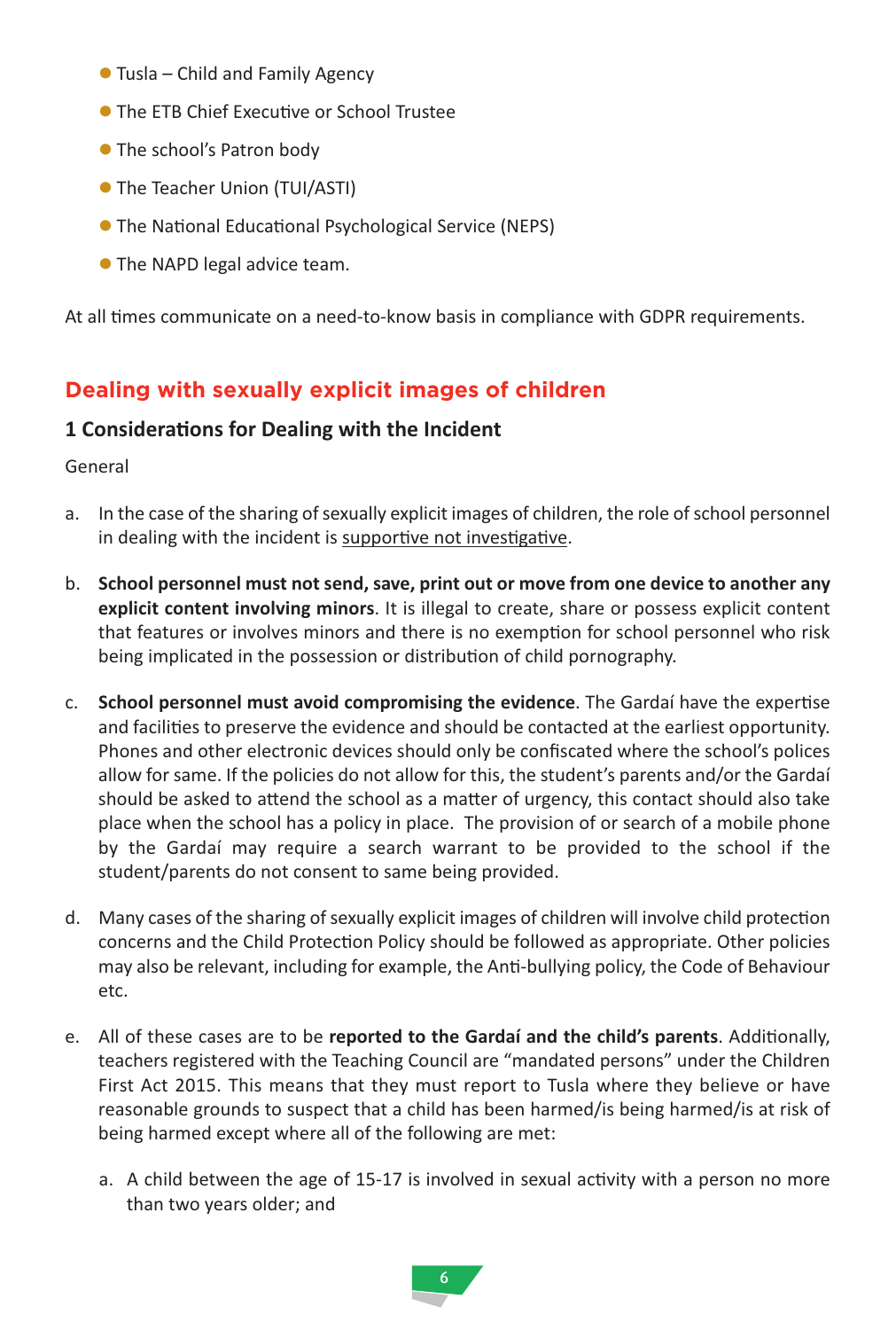- Tusla – Child and Family Agency
- The ETB Chief Executive or School Trustee
- The school's Patron body
- The Teacher Union (TUI/ASTI)
- The National Educational Psychological Service (NEPS)
- The NAPD legal advice team.

At all times communicate on a need-to-know basis in compliance with GDPR requirements.

## Dealing with sexually explicit images of children

### 1 Considerations for Dealing with the Incident

General

a. In the case of the sharing of sexually explicit images of children, the role of school personnel in dealing with the incident is <u>supportive not investigative</u>.

b. **School personnel must not send, save, print out or move from one device to another any explicit content involving minors**. It is illegal to create, share or possess explicit content that features or involves minors and there is no exemption for school personnel who risk being implicated in the possession or distribution of child pornography.

c. **School personnel must avoid compromising the evidence**. The Gardaí have the expertise and facilities to preserve the evidence and should be contacted at the earliest opportunity. Phones and other electronic devices should only be confiscated where the school's polices allow for same. If the policies do not allow for this, the student's parents and/or the Gardaí should be asked to attend the school as a matter of urgency, this contact should also take place when the school has a policy in place. The provision of or search of a mobile phone by the Gardaí may require a search warrant to be provided to the school if the student/parents do not consent to same being provided.

d. Many cases of the sharing of sexually explicit images of children will involve child protection concerns and the Child Protection Policy should be followed as appropriate. Other policies may also be relevant, including for example, the Anti-bullying policy, the Code of Behaviour etc.

e. All of these cases are to be **reported to the Gardaí and the child's parents**. Additionally, teachers registered with the Teaching Council are "mandated persons" under the Children First Act 2015. This means that they must report to Tusla where they believe or have reasonable grounds to suspect that a child has been harmed/is being harmed/is at risk of being harmed except where all of the following are met:

   a. A child between the age of 15-17 is involved in sexual activity with a person no more than two years older; and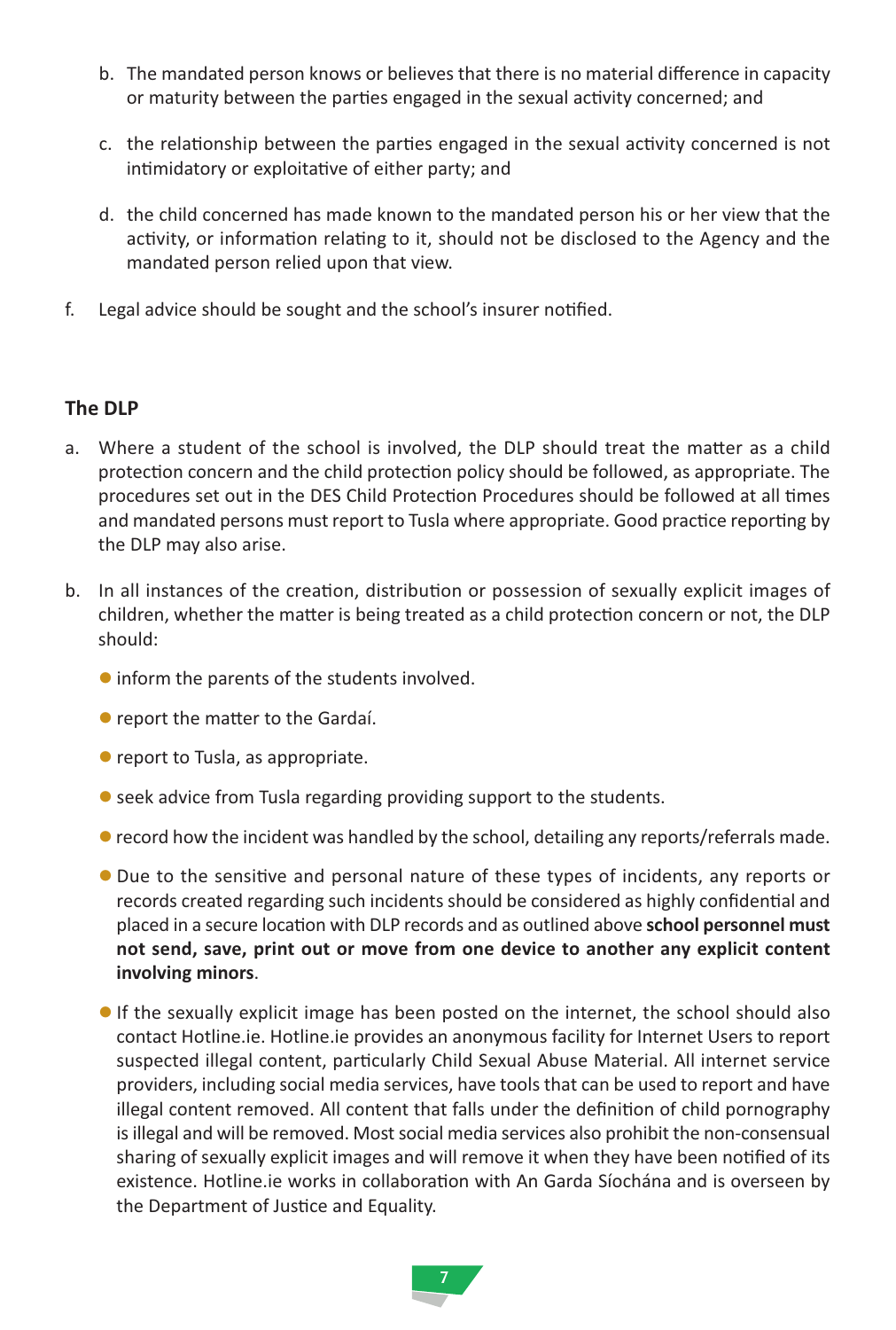b. The mandated person knows or believes that there is no material difference in capacity or maturity between the parties engaged in the sexual activity concerned; and

   c. the relationship between the parties engaged in the sexual activity concerned is not intimidatory or exploitative of either party; and

   d. the child concerned has made known to the mandated person his or her view that the activity, or information relating to it, should not be disclosed to the Agency and the mandated person relied upon that view.

f. Legal advice should be sought and the school's insurer notified.

### The DLP

a. Where a student of the school is involved, the DLP should treat the matter as a child protection concern and the child protection policy should be followed, as appropriate. The procedures set out in the DES Child Protection Procedures should be followed at all times and mandated persons must report to Tusla where appropriate. Good practice reporting by the DLP may also arise.

b. In all instances of the creation, distribution or possession of sexually explicit images of children, whether the matter is being treated as a child protection concern or not, the DLP should:

   - inform the parents of the students involved.
   - report the matter to the Gardaí.
   - report to Tusla, as appropriate.
   - seek advice from Tusla regarding providing support to the students.
   - record how the incident was handled by the school, detailing any reports/referrals made.
   - Due to the sensitive and personal nature of these types of incidents, any reports or records created regarding such incidents should be considered as highly confidential and placed in a secure location with DLP records and as outlined above **school personnel must not send, save, print out or move from one device to another any explicit content involving minors**.
   - If the sexually explicit image has been posted on the internet, the school should also contact Hotline.ie. Hotline.ie provides an anonymous facility for Internet Users to report suspected illegal content, particularly Child Sexual Abuse Material. All internet service providers, including social media services, have tools that can be used to report and have illegal content removed. All content that falls under the definition of child pornography is illegal and will be removed. Most social media services also prohibit the non-consensual sharing of sexually explicit images and will remove it when they have been notified of its existence. Hotline.ie works in collaboration with An Garda Síochána and is overseen by the Department of Justice and Equality.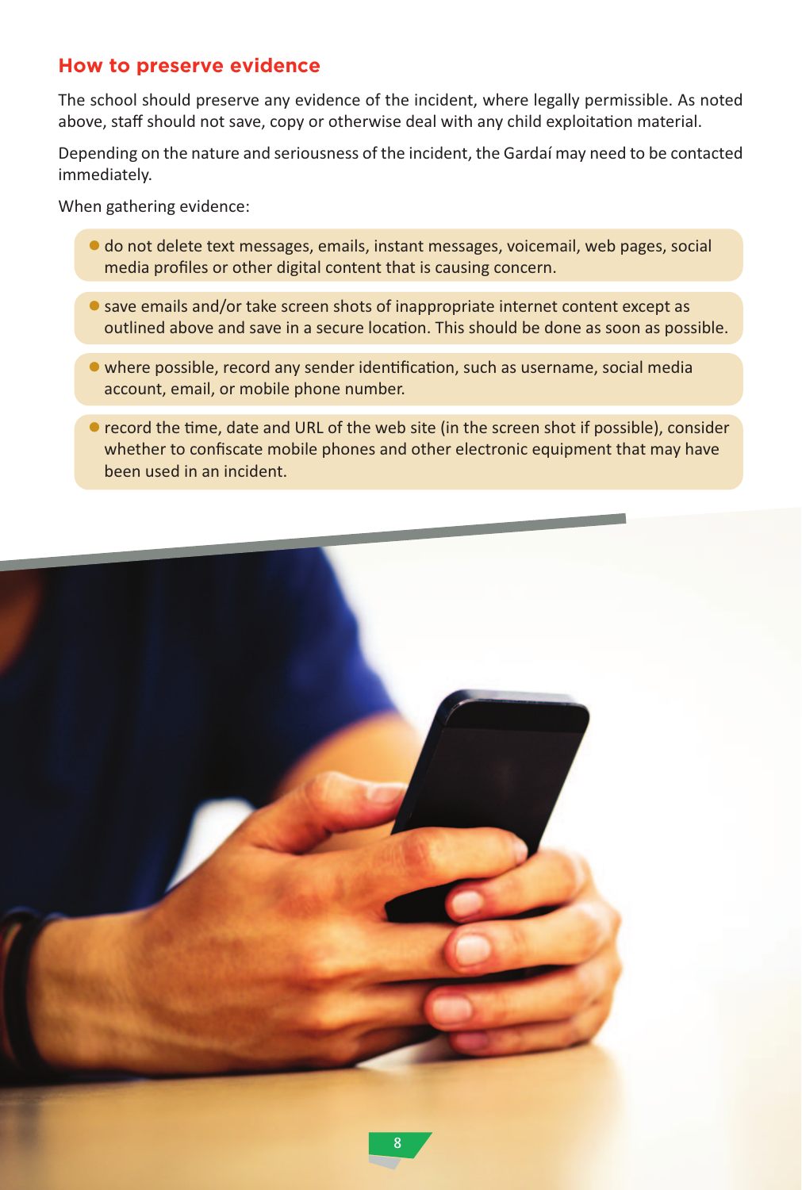## How to preserve evidence

The school should preserve any evidence of the incident, where legally permissible. As noted above, staff should not save, copy or otherwise deal with any child exploitation material.

Depending on the nature and seriousness of the incident, the Gardaí may need to be contacted immediately.

When gathering evidence:

- do not delete text messages, emails, instant messages, voicemail, web pages, social media profiles or other digital content that is causing concern.
- save emails and/or take screen shots of inappropriate internet content except as outlined above and save in a secure location. This should be done as soon as possible.
- where possible, record any sender identification, such as username, social media account, email, or mobile phone number.
- record the time, date and URL of the web site (in the screen shot if possible), consider whether to confiscate mobile phones and other electronic equipment that may have been used in an incident.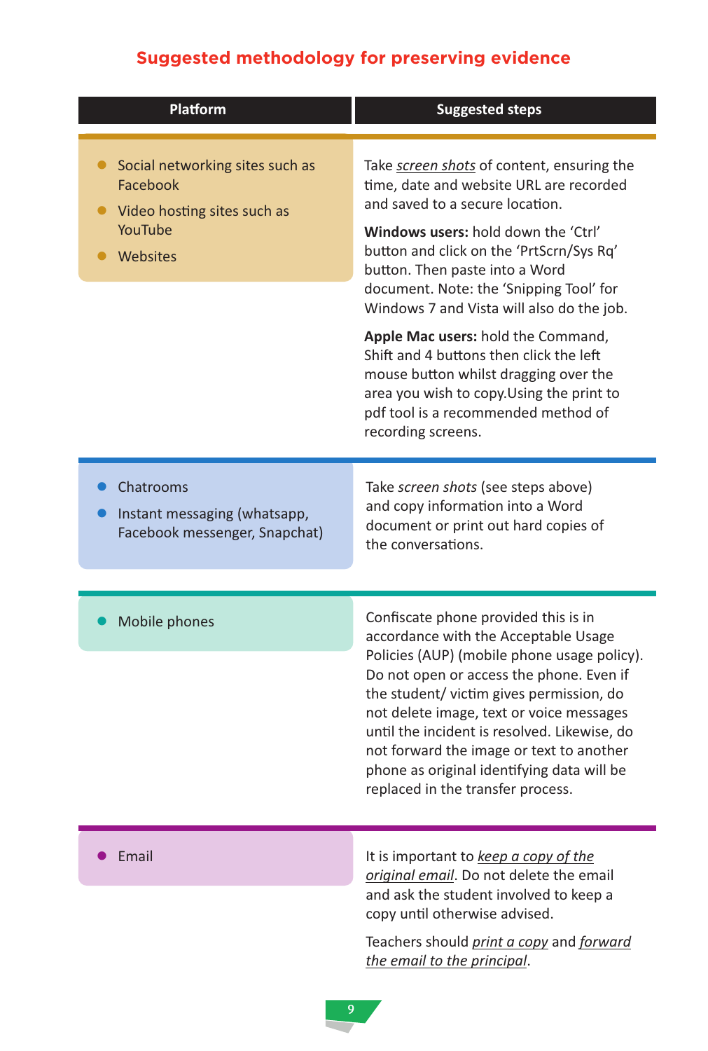## Suggested methodology for preserving evidence

| Platform | Suggested steps |
|---|---|
| • Social networking sites such as Facebook<br>• Video hosting sites such as YouTube<br>• Websites | Take *screen shots* of content, ensuring the time, date and website URL are recorded and saved to a secure location.<br><br>**Windows users:** hold down the 'Ctrl' button and click on the 'PrtScrn/Sys Rq' button. Then paste into a Word document. Note: the 'Snipping Tool' for Windows 7 and Vista will also do the job.<br><br>**Apple Mac users:** hold the Command, Shift and 4 buttons then click the left mouse button whilst dragging over the area you wish to copy.Using the print to pdf tool is a recommended method of recording screens. |
| • Chatrooms<br>• Instant messaging (whatsapp, Facebook messenger, Snapchat) | Take *screen shots* (see steps above) and copy information into a Word document or print out hard copies of the conversations. |
| • Mobile phones | Confiscate phone provided this is in accordance with the Acceptable Usage Policies (AUP) (mobile phone usage policy). Do not open or access the phone. Even if the student/ victim gives permission, do not delete image, text or voice messages until the incident is resolved. Likewise, do not forward the image or text to another phone as original identifying data will be replaced in the transfer process. |
| • Email | It is important to *keep a copy of the original email*. Do not delete the email and ask the student involved to keep a copy until otherwise advised.<br><br>Teachers should *print a copy* and *forward the email to the principal*. |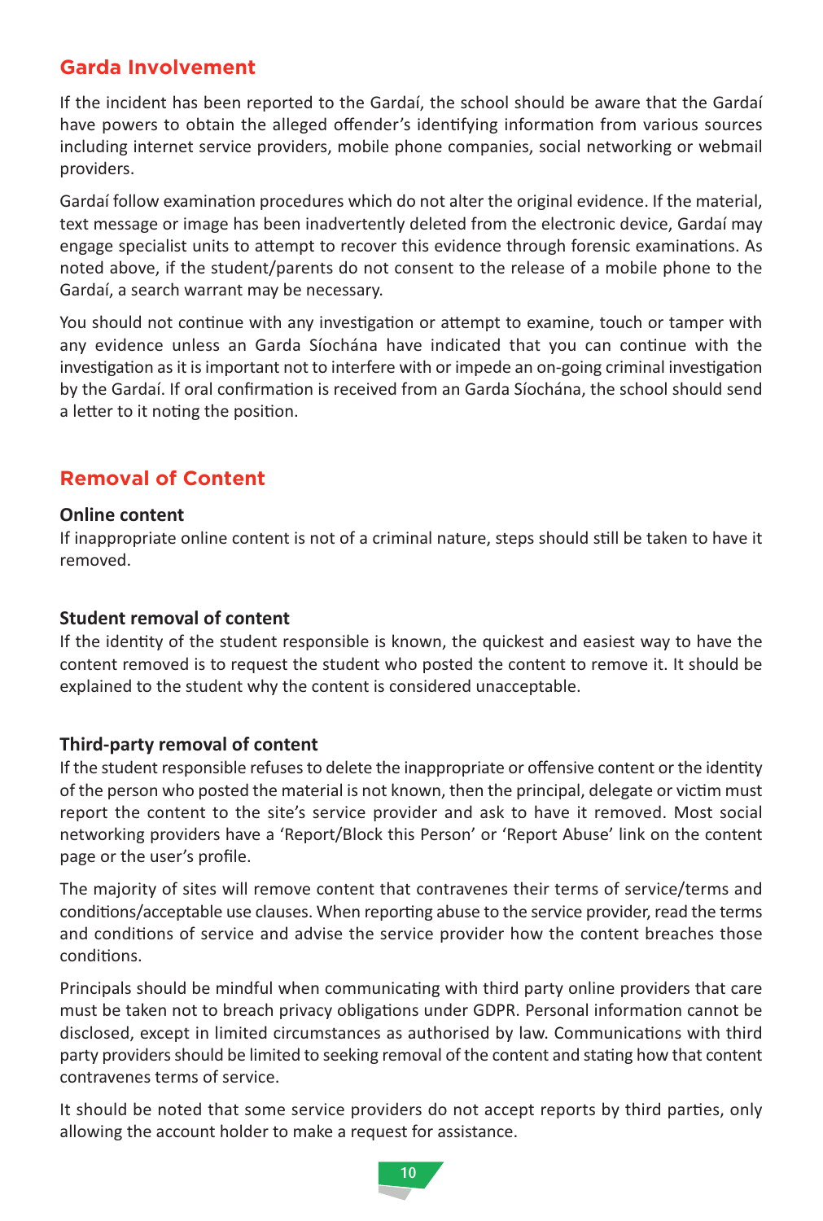## Garda Involvement

If the incident has been reported to the Gardaí, the school should be aware that the Gardaí have powers to obtain the alleged offender's identifying information from various sources including internet service providers, mobile phone companies, social networking or webmail providers.

Gardaí follow examination procedures which do not alter the original evidence. If the material, text message or image has been inadvertently deleted from the electronic device, Gardaí may engage specialist units to attempt to recover this evidence through forensic examinations. As noted above, if the student/parents do not consent to the release of a mobile phone to the Gardaí, a search warrant may be necessary.

You should not continue with any investigation or attempt to examine, touch or tamper with any evidence unless an Garda Síochána have indicated that you can continue with the investigation as it is important not to interfere with or impede an on-going criminal investigation by the Gardaí. If oral confirmation is received from an Garda Síochána, the school should send a letter to it noting the position.

## Removal of Content

### Online content

If inappropriate online content is not of a criminal nature, steps should still be taken to have it removed.

### Student removal of content

If the identity of the student responsible is known, the quickest and easiest way to have the content removed is to request the student who posted the content to remove it. It should be explained to the student why the content is considered unacceptable.

### Third-party removal of content

If the student responsible refuses to delete the inappropriate or offensive content or the identity of the person who posted the material is not known, then the principal, delegate or victim must report the content to the site's service provider and ask to have it removed. Most social networking providers have a 'Report/Block this Person' or 'Report Abuse' link on the content page or the user's profile.

The majority of sites will remove content that contravenes their terms of service/terms and conditions/acceptable use clauses. When reporting abuse to the service provider, read the terms and conditions of service and advise the service provider how the content breaches those conditions.

Principals should be mindful when communicating with third party online providers that care must be taken not to breach privacy obligations under GDPR. Personal information cannot be disclosed, except in limited circumstances as authorised by law. Communications with third party providers should be limited to seeking removal of the content and stating how that content contravenes terms of service.

It should be noted that some service providers do not accept reports by third parties, only allowing the account holder to make a request for assistance.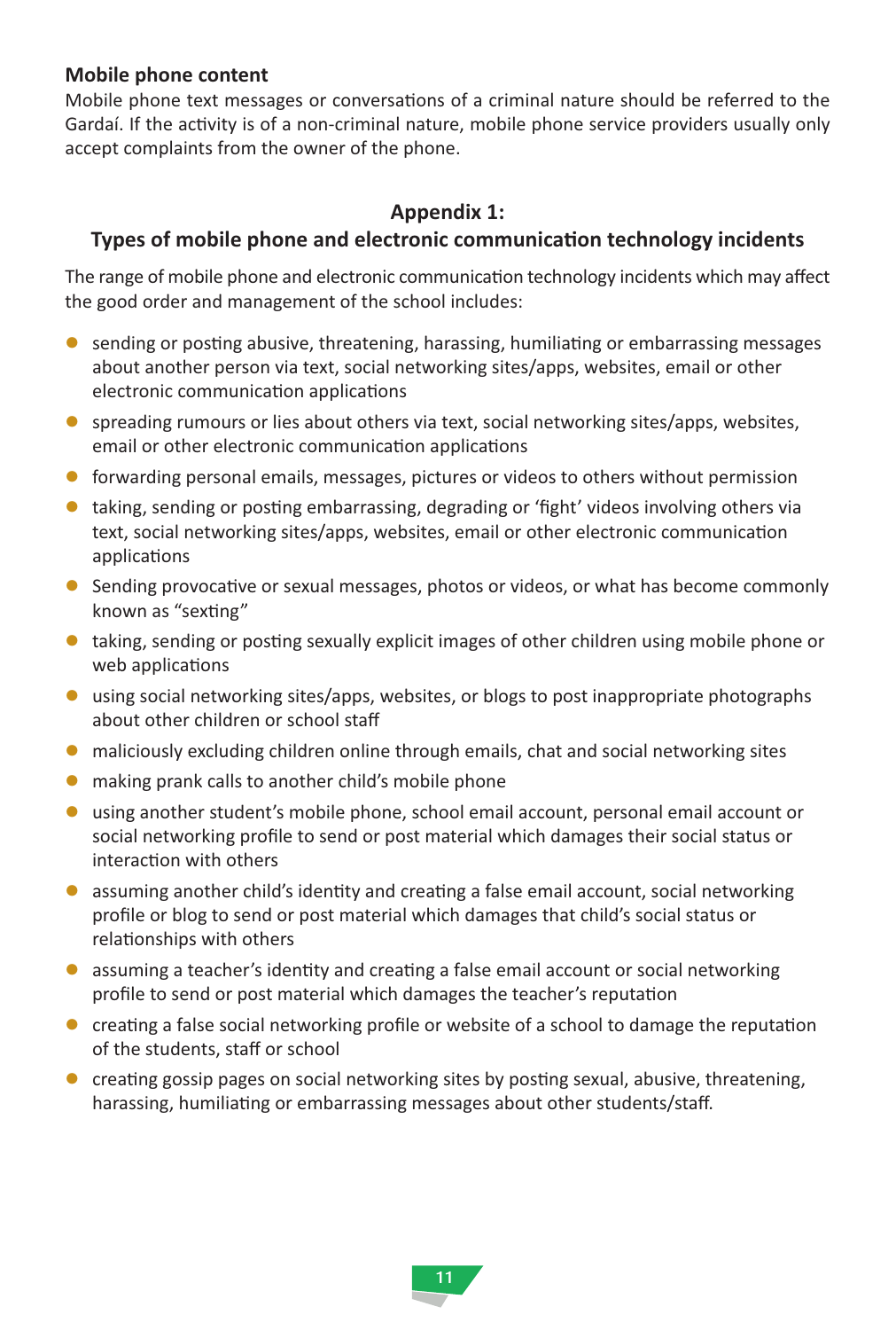**Mobile phone content**

Mobile phone text messages or conversations of a criminal nature should be referred to the Gardaí. If the activity is of a non-criminal nature, mobile phone service providers usually only accept complaints from the owner of the phone.

## Appendix 1:
## Types of mobile phone and electronic communication technology incidents

The range of mobile phone and electronic communication technology incidents which may affect the good order and management of the school includes:

- sending or posting abusive, threatening, harassing, humiliating or embarrassing messages about another person via text, social networking sites/apps, websites, email or other electronic communication applications
- spreading rumours or lies about others via text, social networking sites/apps, websites, email or other electronic communication applications
- forwarding personal emails, messages, pictures or videos to others without permission
- taking, sending or posting embarrassing, degrading or 'fight' videos involving others via text, social networking sites/apps, websites, email or other electronic communication applications
- Sending provocative or sexual messages, photos or videos, or what has become commonly known as "sexting"
- taking, sending or posting sexually explicit images of other children using mobile phone or web applications
- using social networking sites/apps, websites, or blogs to post inappropriate photographs about other children or school staff
- maliciously excluding children online through emails, chat and social networking sites
- making prank calls to another child's mobile phone
- using another student's mobile phone, school email account, personal email account or social networking profile to send or post material which damages their social status or interaction with others
- assuming another child's identity and creating a false email account, social networking profile or blog to send or post material which damages that child's social status or relationships with others
- assuming a teacher's identity and creating a false email account or social networking profile to send or post material which damages the teacher's reputation
- creating a false social networking profile or website of a school to damage the reputation of the students, staff or school
- creating gossip pages on social networking sites by posting sexual, abusive, threatening, harassing, humiliating or embarrassing messages about other students/staff.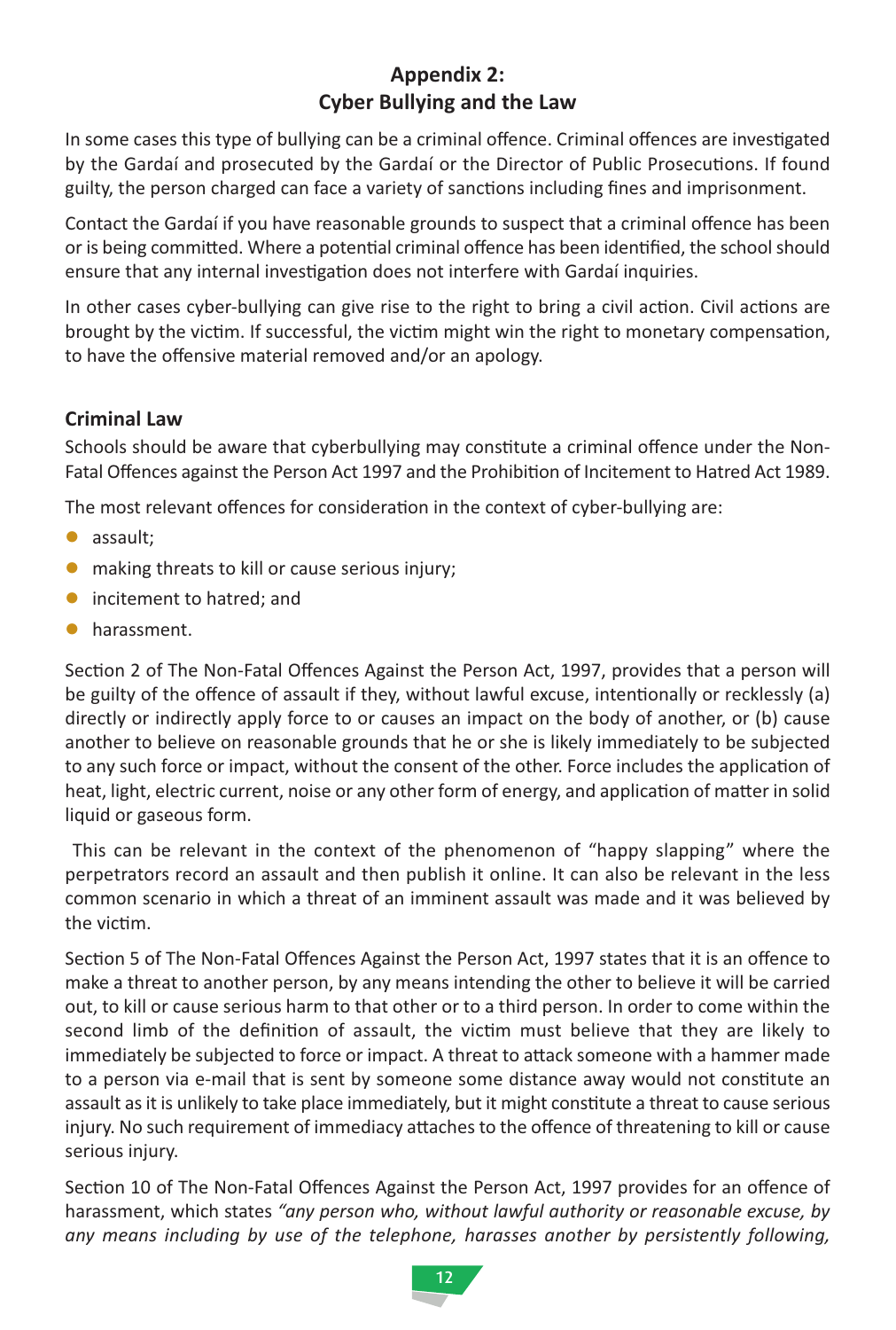## Appendix 2:
## Cyber Bullying and the Law

In some cases this type of bullying can be a criminal offence. Criminal offences are investigated by the Gardaí and prosecuted by the Gardaí or the Director of Public Prosecutions. If found guilty, the person charged can face a variety of sanctions including fines and imprisonment.

Contact the Gardaí if you have reasonable grounds to suspect that a criminal offence has been or is being committed. Where a potential criminal offence has been identified, the school should ensure that any internal investigation does not interfere with Gardaí inquiries.

In other cases cyber-bullying can give rise to the right to bring a civil action. Civil actions are brought by the victim. If successful, the victim might win the right to monetary compensation, to have the offensive material removed and/or an apology.

### Criminal Law

Schools should be aware that cyberbullying may constitute a criminal offence under the Non-Fatal Offences against the Person Act 1997 and the Prohibition of Incitement to Hatred Act 1989.

The most relevant offences for consideration in the context of cyber-bullying are:

- assault;
- making threats to kill or cause serious injury;
- incitement to hatred; and
- harassment.

Section 2 of The Non-Fatal Offences Against the Person Act, 1997, provides that a person will be guilty of the offence of assault if they, without lawful excuse, intentionally or recklessly (a) directly or indirectly apply force to or causes an impact on the body of another, or (b) cause another to believe on reasonable grounds that he or she is likely immediately to be subjected to any such force or impact, without the consent of the other. Force includes the application of heat, light, electric current, noise or any other form of energy, and application of matter in solid liquid or gaseous form.

This can be relevant in the context of the phenomenon of "happy slapping" where the perpetrators record an assault and then publish it online. It can also be relevant in the less common scenario in which a threat of an imminent assault was made and it was believed by the victim.

Section 5 of The Non-Fatal Offences Against the Person Act, 1997 states that it is an offence to make a threat to another person, by any means intending the other to believe it will be carried out, to kill or cause serious harm to that other or to a third person. In order to come within the second limb of the definition of assault, the victim must believe that they are likely to immediately be subjected to force or impact. A threat to attack someone with a hammer made to a person via e-mail that is sent by someone some distance away would not constitute an assault as it is unlikely to take place immediately, but it might constitute a threat to cause serious injury. No such requirement of immediacy attaches to the offence of threatening to kill or cause serious injury.

Section 10 of The Non-Fatal Offences Against the Person Act, 1997 provides for an offence of harassment, which states *"any person who, without lawful authority or reasonable excuse, by any means including by use of the telephone, harasses another by persistently following,*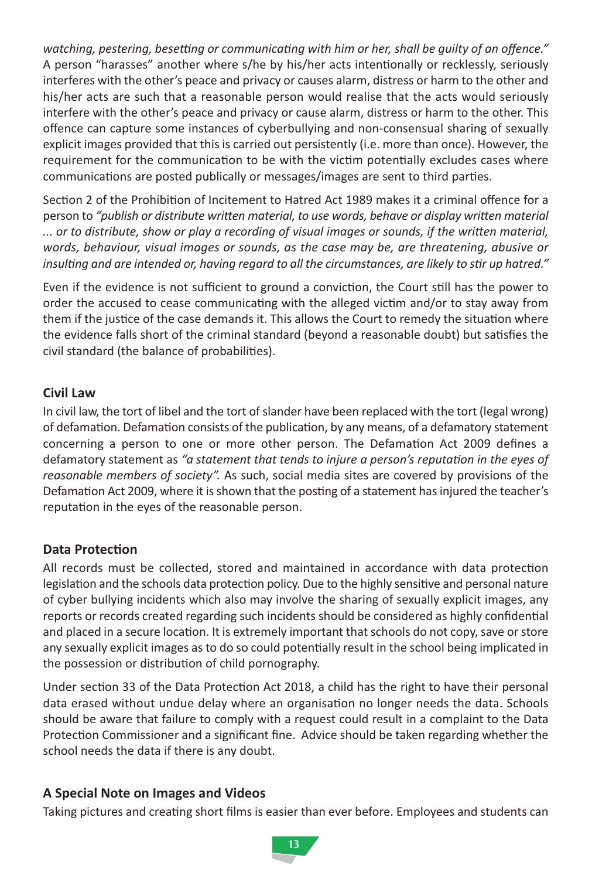*watching, pestering, besetting or communicating with him or her, shall be guilty of an offence."* A person "harasses" another where s/he by his/her acts intentionally or recklessly, seriously interferes with the other's peace and privacy or causes alarm, distress or harm to the other and his/her acts are such that a reasonable person would realise that the acts would seriously interfere with the other's peace and privacy or cause alarm, distress or harm to the other. This offence can capture some instances of cyberbullying and non-consensual sharing of sexually explicit images provided that this is carried out persistently (i.e. more than once). However, the requirement for the communication to be with the victim potentially excludes cases where communications are posted publically or messages/images are sent to third parties.

Section 2 of the Prohibition of Incitement to Hatred Act 1989 makes it a criminal offence for a person to *"publish or distribute written material, to use words, behave or display written material ... or to distribute, show or play a recording of visual images or sounds, if the written material, words, behaviour, visual images or sounds, as the case may be, are threatening, abusive or insulting and are intended or, having regard to all the circumstances, are likely to stir up hatred."*

Even if the evidence is not sufficient to ground a conviction, the Court still has the power to order the accused to cease communicating with the alleged victim and/or to stay away from them if the justice of the case demands it. This allows the Court to remedy the situation where the evidence falls short of the criminal standard (beyond a reasonable doubt) but satisfies the civil standard (the balance of probabilities).

### Civil Law

In civil law, the tort of libel and the tort of slander have been replaced with the tort (legal wrong) of defamation. Defamation consists of the publication, by any means, of a defamatory statement concerning a person to one or more other person. The Defamation Act 2009 defines a defamatory statement as *"a statement that tends to injure a person's reputation in the eyes of reasonable members of society".* As such, social media sites are covered by provisions of the Defamation Act 2009, where it is shown that the posting of a statement has injured the teacher's reputation in the eyes of the reasonable person.

### Data Protection

All records must be collected, stored and maintained in accordance with data protection legislation and the schools data protection policy. Due to the highly sensitive and personal nature of cyber bullying incidents which also may involve the sharing of sexually explicit images, any reports or records created regarding such incidents should be considered as highly confidential and placed in a secure location. It is extremely important that schools do not copy, save or store any sexually explicit images as to do so could potentially result in the school being implicated in the possession or distribution of child pornography.

Under section 33 of the Data Protection Act 2018, a child has the right to have their personal data erased without undue delay where an organisation no longer needs the data. Schools should be aware that failure to comply with a request could result in a complaint to the Data Protection Commissioner and a significant fine. Advice should be taken regarding whether the school needs the data if there is any doubt.

### A Special Note on Images and Videos

Taking pictures and creating short films is easier than ever before. Employees and students can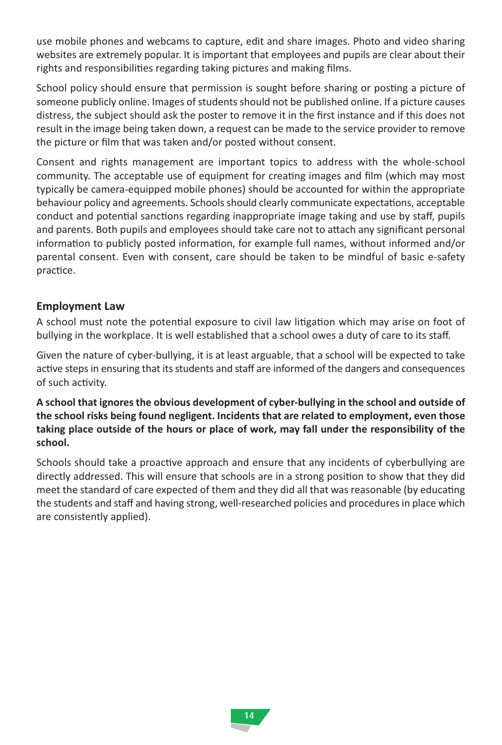use mobile phones and webcams to capture, edit and share images. Photo and video sharing websites are extremely popular. It is important that employees and pupils are clear about their rights and responsibilities regarding taking pictures and making films.

School policy should ensure that permission is sought before sharing or posting a picture of someone publicly online. Images of students should not be published online. If a picture causes distress, the subject should ask the poster to remove it in the first instance and if this does not result in the image being taken down, a request can be made to the service provider to remove the picture or film that was taken and/or posted without consent.

Consent and rights management are important topics to address with the whole-school community. The acceptable use of equipment for creating images and film (which may most typically be camera-equipped mobile phones) should be accounted for within the appropriate behaviour policy and agreements. Schools should clearly communicate expectations, acceptable conduct and potential sanctions regarding inappropriate image taking and use by staff, pupils and parents. Both pupils and employees should take care not to attach any significant personal information to publicly posted information, for example full names, without informed and/or parental consent. Even with consent, care should be taken to be mindful of basic e-safety practice.

### Employment Law

A school must note the potential exposure to civil law litigation which may arise on foot of bullying in the workplace. It is well established that a school owes a duty of care to its staff.

Given the nature of cyber-bullying, it is at least arguable, that a school will be expected to take active steps in ensuring that its students and staff are informed of the dangers and consequences of such activity.

**A school that ignores the obvious development of cyber-bullying in the school and outside of the school risks being found negligent. Incidents that are related to employment, even those taking place outside of the hours or place of work, may fall under the responsibility of the school.**

Schools should take a proactive approach and ensure that any incidents of cyberbullying are directly addressed. This will ensure that schools are in a strong position to show that they did meet the standard of care expected of them and they did all that was reasonable (by educating the students and staff and having strong, well-researched policies and procedures in place which are consistently applied).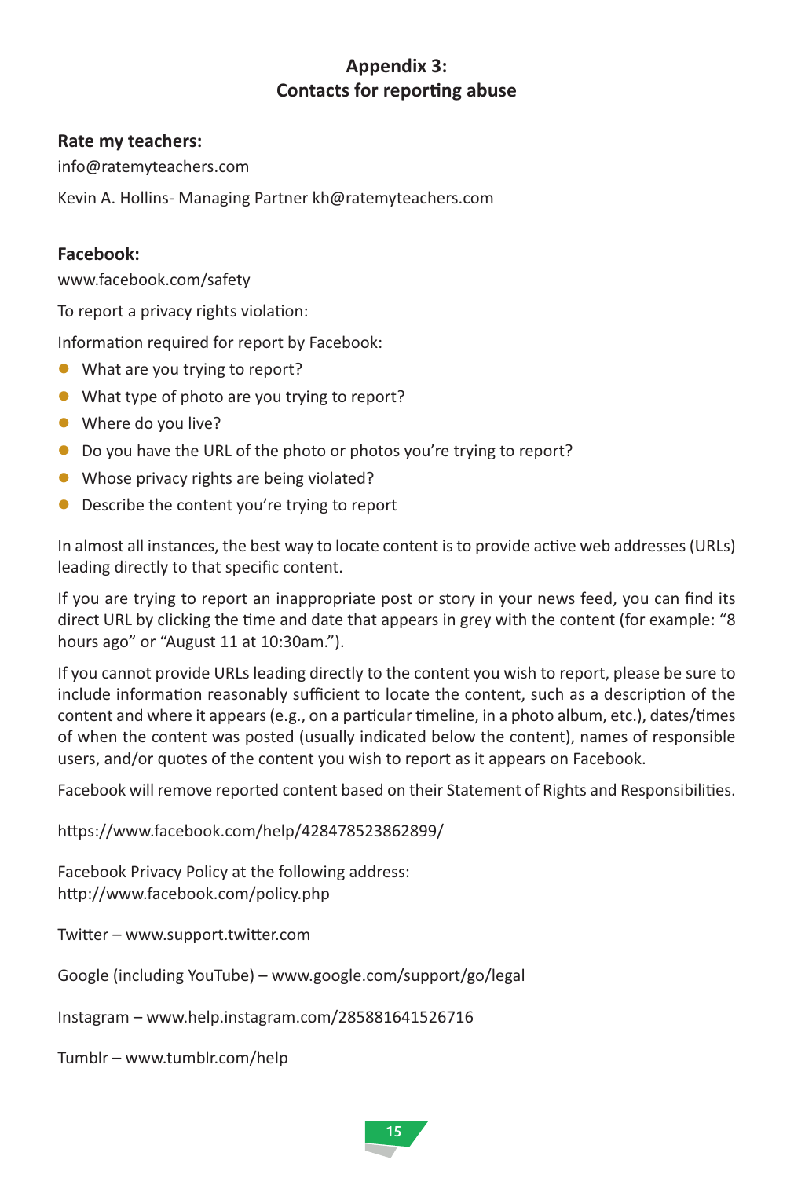## Appendix 3:
## Contacts for reporting abuse

**Rate my teachers:**

info@ratemyteachers.com

Kevin A. Hollins- Managing Partner kh@ratemyteachers.com

**Facebook:**

www.facebook.com/safety

To report a privacy rights violation:

Information required for report by Facebook:

- What are you trying to report?
- What type of photo are you trying to report?
- Where do you live?
- Do you have the URL of the photo or photos you're trying to report?
- Whose privacy rights are being violated?
- Describe the content you're trying to report

In almost all instances, the best way to locate content is to provide active web addresses (URLs) leading directly to that specific content.

If you are trying to report an inappropriate post or story in your news feed, you can find its direct URL by clicking the time and date that appears in grey with the content (for example: "8 hours ago" or "August 11 at 10:30am.").

If you cannot provide URLs leading directly to the content you wish to report, please be sure to include information reasonably sufficient to locate the content, such as a description of the content and where it appears (e.g., on a particular timeline, in a photo album, etc.), dates/times of when the content was posted (usually indicated below the content), names of responsible users, and/or quotes of the content you wish to report as it appears on Facebook.

Facebook will remove reported content based on their Statement of Rights and Responsibilities.

https://www.facebook.com/help/428478523862899/

Facebook Privacy Policy at the following address:
http://www.facebook.com/policy.php

Twitter – www.support.twitter.com

Google (including YouTube) – www.google.com/support/go/legal

Instagram – www.help.instagram.com/285881641526716

Tumblr – www.tumblr.com/help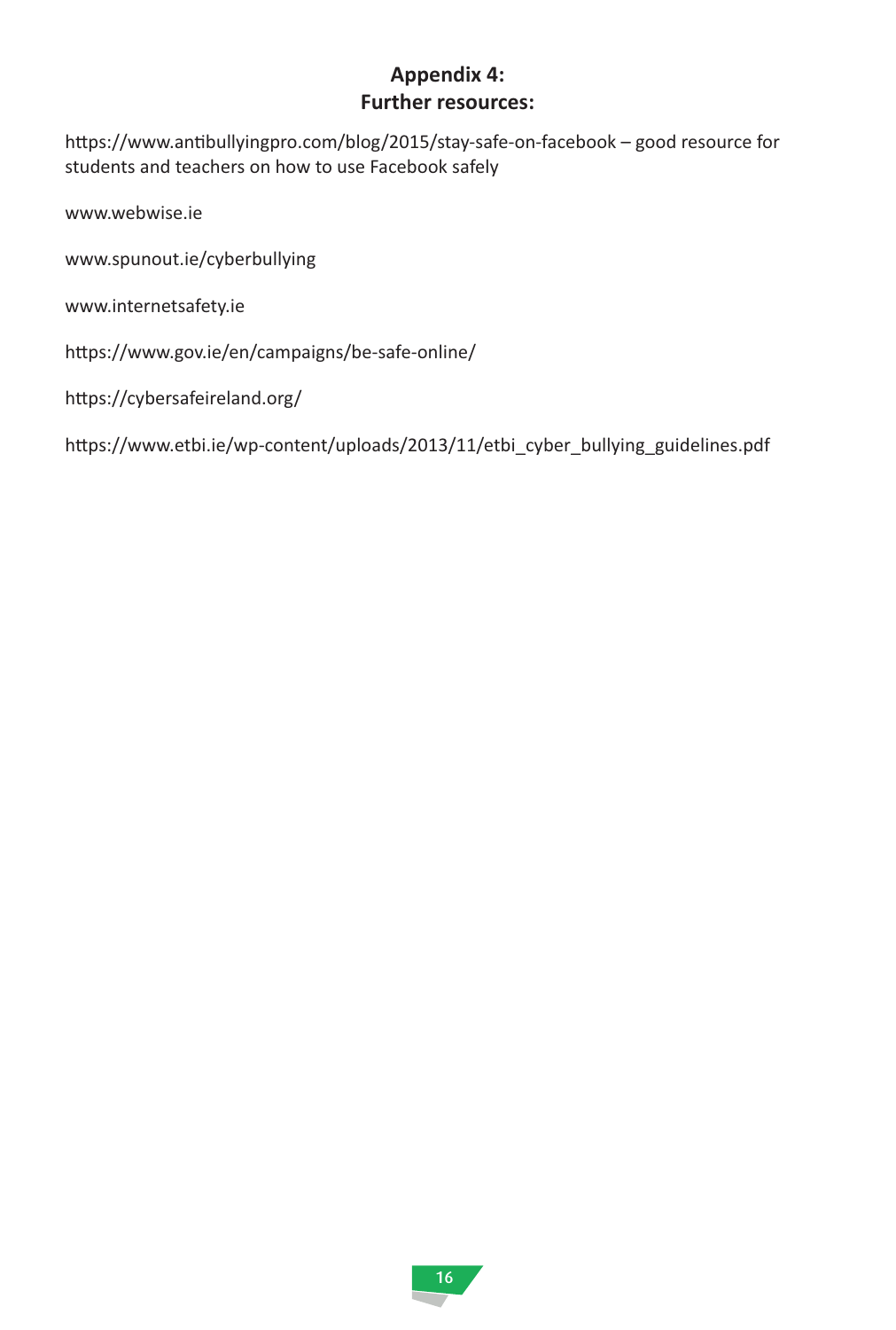## Appendix 4: Further resources:

https://www.antibullyingpro.com/blog/2015/stay-safe-on-facebook – good resource for students and teachers on how to use Facebook safely

www.webwise.ie

www.spunout.ie/cyberbullying

www.internetsafety.ie

https://www.gov.ie/en/campaigns/be-safe-online/

https://cybersafeireland.org/

https://www.etbi.ie/wp-content/uploads/2013/11/etbi_cyber_bullying_guidelines.pdf